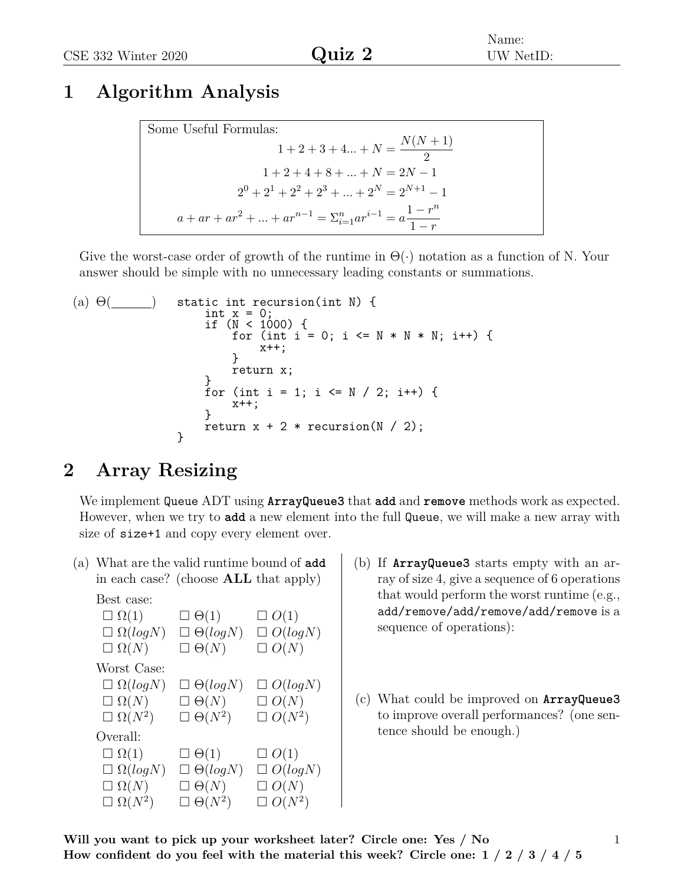Name:
UW NetID:

# Quiz 2

CSE 332 Winter 2020

## 1 Algorithm Analysis

Some Useful Formulas:

$$1 + 2 + 3 + 4... + N = \frac{N(N+1)}{2}$$

$$1 + 2 + 4 + 8 + ... + N = 2N - 1$$

$$2^0 + 2^1 + 2^2 + 2^3 + ... + 2^N = 2^{N+1} - 1$$

$$a + ar + ar^2 + ... + ar^{n-1} = \Sigma_{i=1}^{n} ar^{i-1} = a\frac{1 - r^n}{1 - r}$$

Give the worst-case order of growth of the runtime in $\Theta(\cdot)$ notation as a function of N. Your answer should be simple with no unnecessary leading constants or summations.

(a) $\Theta($______$)$

```
static int recursion(int N) {
    int x = 0;
    if (N < 1000) {
        for (int i = 0; i <= N * N * N; i++) {
            x++;
        }
        return x;
    }
    for (int i = 1; i <= N / 2; i++) {
        x++;
    }
    return x + 2 * recursion(N / 2);
}
```

## 2 Array Resizing

We implement `Queue` ADT using **`ArrayQueue3`** that **`add`** and **`remove`** methods work as expected. However, when we try to **`add`** a new element into the full `Queue`, we will make a new array with size of `size+1` and copy every element over.

(a) What are the valid runtime bound of **`add`** in each case? (choose **ALL** that apply)

Best case:

☐ $\Omega(1)$ ☐ $\Theta(1)$ ☐ $O(1)$
☐ $\Omega(logN)$ ☐ $\Theta(logN)$ ☐ $O(logN)$
☐ $\Omega(N)$ ☐ $\Theta(N)$ ☐ $O(N)$

Worst Case:

☐ $\Omega(logN)$ ☐ $\Theta(logN)$ ☐ $O(logN)$
☐ $\Omega(N)$ ☐ $\Theta(N)$ ☐ $O(N)$
☐ $\Omega(N^2)$ ☐ $\Theta(N^2)$ ☐ $O(N^2)$

Overall:

☐ $\Omega(1)$ ☐ $\Theta(1)$ ☐ $O(1)$
☐ $\Omega(logN)$ ☐ $\Theta(logN)$ ☐ $O(logN)$
☐ $\Omega(N)$ ☐ $\Theta(N)$ ☐ $O(N)$
☐ $\Omega(N^2)$ ☐ $\Theta(N^2)$ ☐ $O(N^2)$

(b) If **`ArrayQueue3`** starts empty with an array of size 4, give a sequence of 6 operations that would perform the worst runtime (e.g., `add/remove/add/remove/add/remove` is a sequence of operations):

(c) What could be improved on **`ArrayQueue3`** to improve overall performances? (one sentence should be enough.)

**Will you want to pick up your worksheet later? Circle one: Yes / No**
**How confident do you feel with the material this week? Circle one: 1 / 2 / 3 / 4 / 5**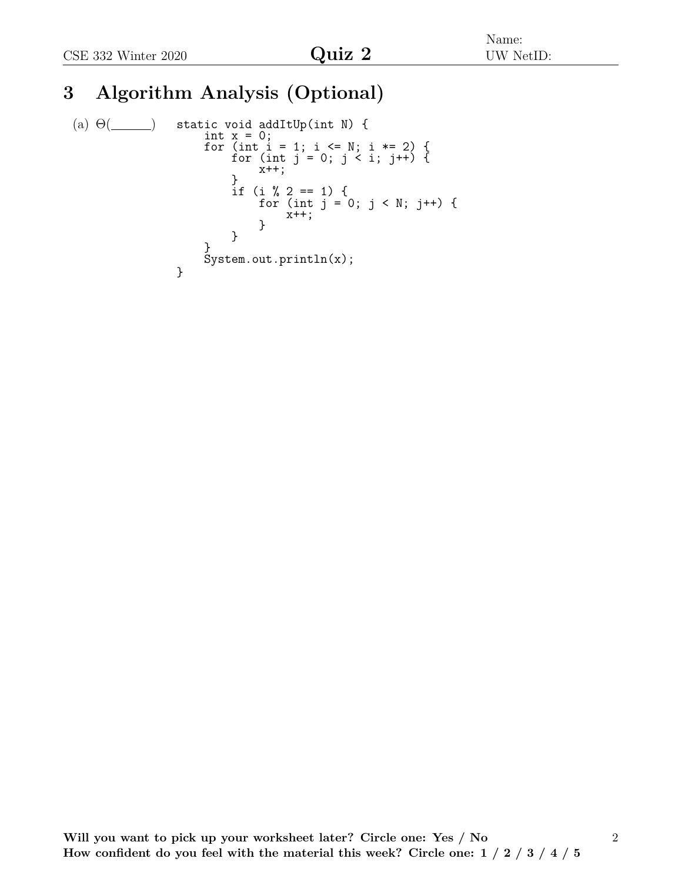## 3 Algorithm Analysis (Optional)

(a) $\Theta$(\_\_\_\_\_\_)

```
static void addItUp(int N) {
    int x = 0;
    for (int i = 1; i <= N; i *= 2) {
        for (int j = 0; j < i; j++) {
            x++;
        }
        if (i % 2 == 1) {
            for (int j = 0; j < N; j++) {
                x++;
            }
        }
    }
    System.out.println(x);
}
```

**Will you want to pick up your worksheet later? Circle one: Yes / No**
**How confident do you feel with the material this week? Circle one: 1 / 2 / 3 / 4 / 5**